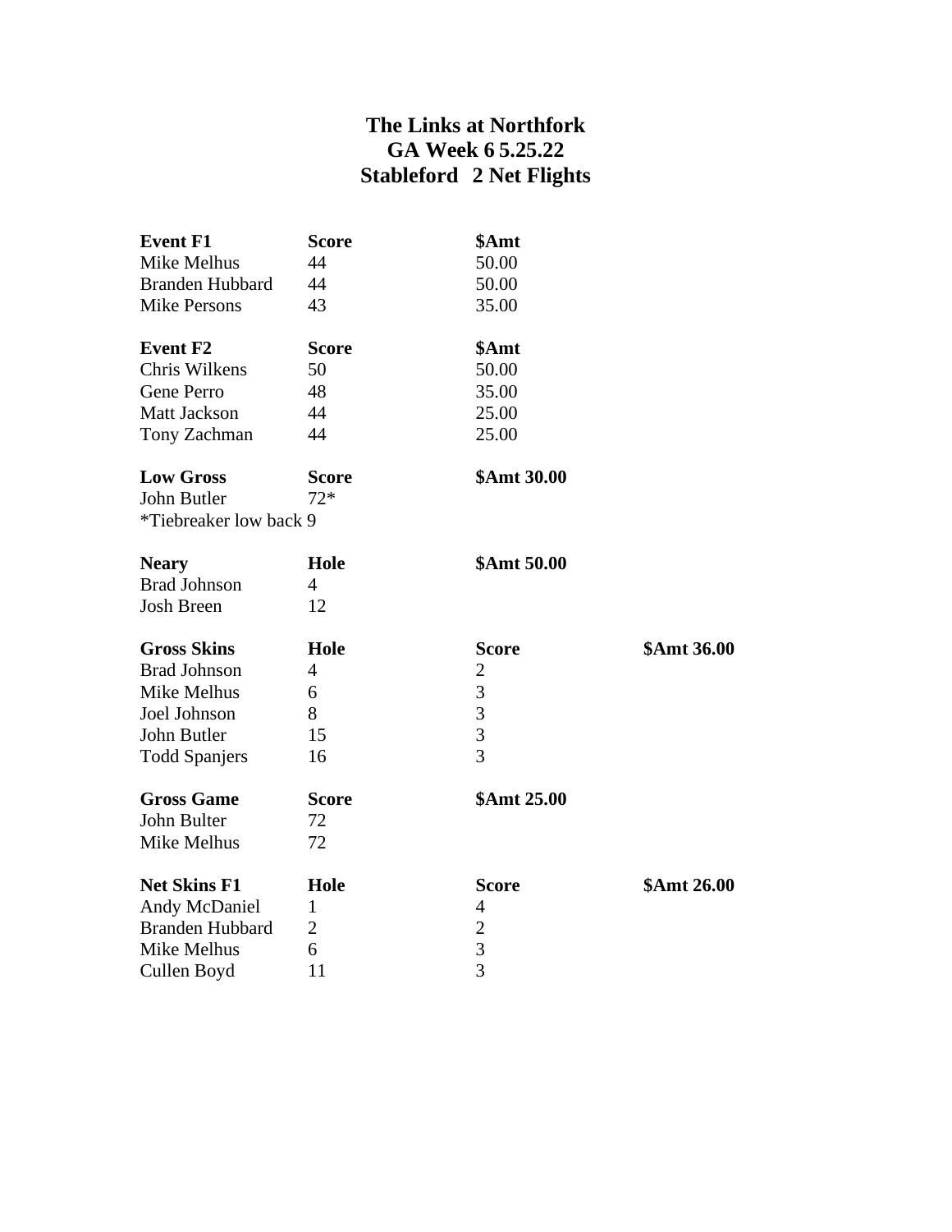# The Links at Northfork
## GA Week 6 5.25.22
## Stableford 2 Net Flights

| **Event F1** | **Score** | **$Amt** |
|---|---|---|
| Mike Melhus | 44 | 50.00 |
| Branden Hubbard | 44 | 50.00 |
| Mike Persons | 43 | 35.00 |

| **Event F2** | **Score** | **$Amt** |
|---|---|---|
| Chris Wilkens | 50 | 50.00 |
| Gene Perro | 48 | 35.00 |
| Matt Jackson | 44 | 25.00 |
| Tony Zachman | 44 | 25.00 |

| **Low Gross** | **Score** | **$Amt 30.00** |
|---|---|---|
| John Butler | 72* | |

*Tiebreaker low back 9

| **Neary** | **Hole** | **$Amt 50.00** |
|---|---|---|
| Brad Johnson | 4 | |
| Josh Breen | 12 | |

| **Gross Skins** | **Hole** | **Score** | **$Amt 36.00** |
|---|---|---|---|
| Brad Johnson | 4 | 2 | |
| Mike Melhus | 6 | 3 | |
| Joel Johnson | 8 | 3 | |
| John Butler | 15 | 3 | |
| Todd Spanjers | 16 | 3 | |

| **Gross Game** | **Score** | **$Amt 25.00** |
|---|---|---|
| John Bulter | 72 | |
| Mike Melhus | 72 | |

| **Net Skins F1** | **Hole** | **Score** | **$Amt 26.00** |
|---|---|---|---|
| Andy McDaniel | 1 | 4 | |
| Branden Hubbard | 2 | 2 | |
| Mike Melhus | 6 | 3 | |
| Cullen Boyd | 11 | 3 | |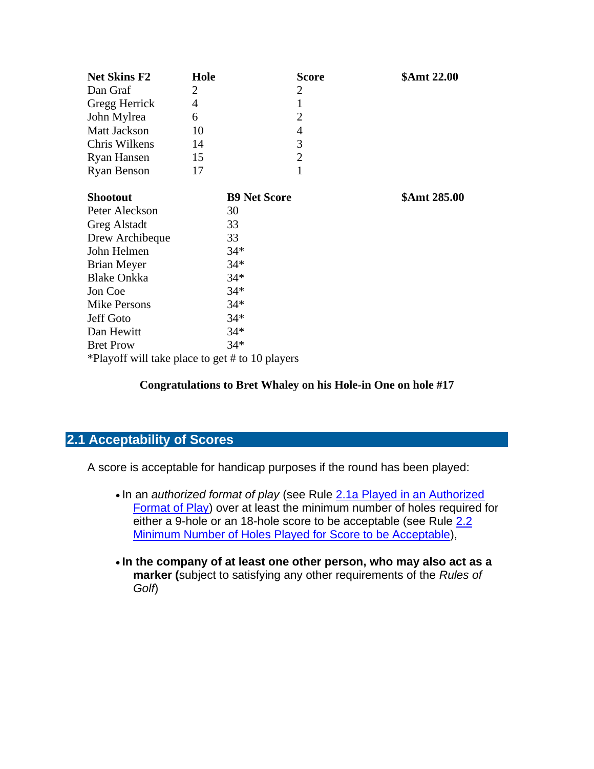| Net Skins F2 | Hole | Score | $Amt 22.00 |
|---|---|---|---|
| Dan Graf | 2 | 2 | |
| Gregg Herrick | 4 | 1 | |
| John Mylrea | 6 | 2 | |
| Matt Jackson | 10 | 4 | |
| Chris Wilkens | 14 | 3 | |
| Ryan Hansen | 15 | 2 | |
| Ryan Benson | 17 | 1 | |

| Shootout | B9 Net Score | $Amt 285.00 |
|---|---|---|
| Peter Aleckson | 30 | |
| Greg Alstadt | 33 | |
| Drew Archibeque | 33 | |
| John Helmen | 34* | |
| Brian Meyer | 34* | |
| Blake Onkka | 34* | |
| Jon Coe | 34* | |
| Mike Persons | 34* | |
| Jeff Goto | 34* | |
| Dan Hewitt | 34* | |
| Bret Prow | 34* | |

*Playoff will take place to get # to 10 players

**Congratulations to Bret Whaley on his Hole-in One on hole #17**

## 2.1 Acceptability of Scores

A score is acceptable for handicap purposes if the round has been played:

- In an *authorized format of play* (see Rule 2.1a Played in an Authorized Format of Play) over at least the minimum number of holes required for either a 9-hole or an 18-hole score to be acceptable (see Rule 2.2 Minimum Number of Holes Played for Score to be Acceptable),

- **In the company of at least one other person, who may also act as a marker (**subject to satisfying any other requirements of the *Rules of Golf*)